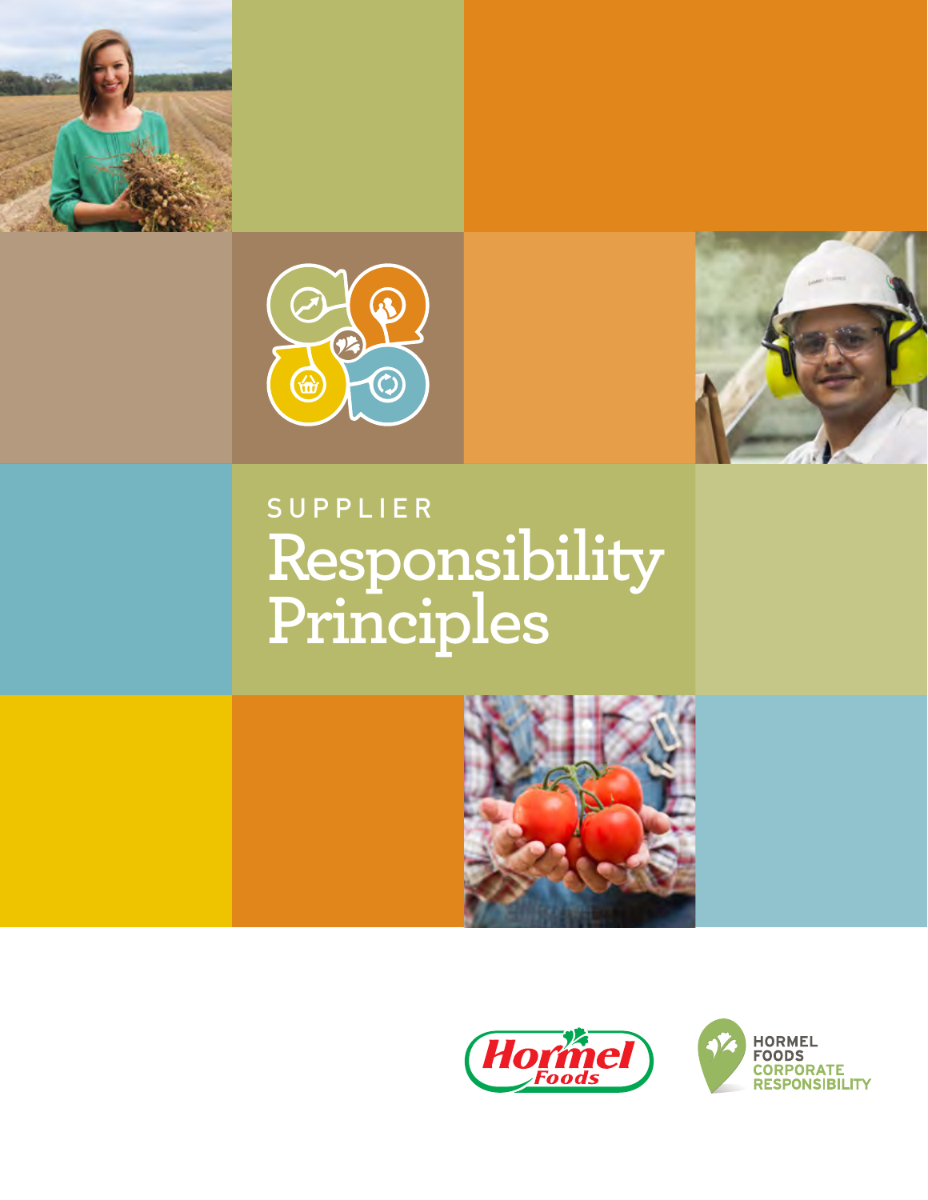SUPPLIER

# Responsibility Principles

Hormel Foods

HORMEL FOODS CORPORATE RESPONSIBILITY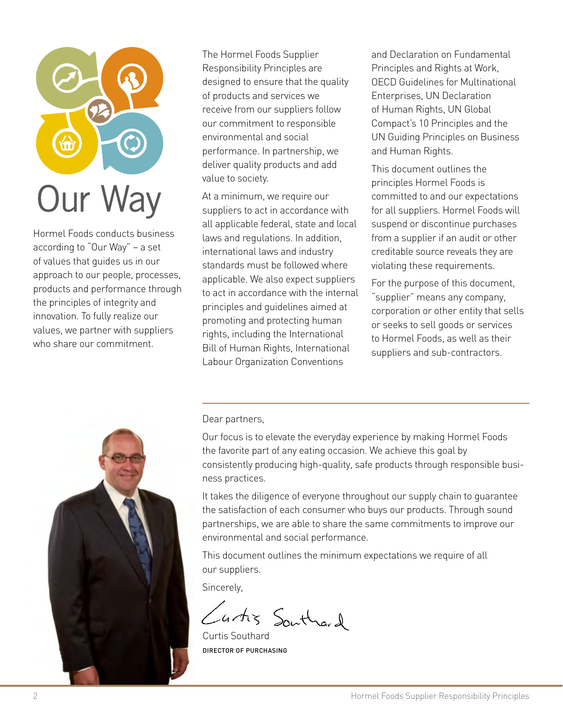# Our Way

Hormel Foods conducts business according to "Our Way" – a set of values that guides us in our approach to our people, processes, products and performance through the principles of integrity and innovation. To fully realize our values, we partner with suppliers who share our commitment.

The Hormel Foods Supplier Responsibility Principles are designed to ensure that the quality of products and services we receive from our suppliers follow our commitment to responsible environmental and social performance. In partnership, we deliver quality products and add value to society.

At a minimum, we require our suppliers to act in accordance with all applicable federal, state and local laws and regulations. In addition, international laws and industry standards must be followed where applicable. We also expect suppliers to act in accordance with the internal principles and guidelines aimed at promoting and protecting human rights, including the International Bill of Human Rights, International Labour Organization Conventions and Declaration on Fundamental Principles and Rights at Work, OECD Guidelines for Multinational Enterprises, UN Declaration of Human Rights, UN Global Compact's 10 Principles and the UN Guiding Principles on Business and Human Rights.

This document outlines the principles Hormel Foods is committed to and our expectations for all suppliers. Hormel Foods will suspend or discontinue purchases from a supplier if an audit or other creditable source reveals they are violating these requirements.

For the purpose of this document, "supplier" means any company, corporation or other entity that sells or seeks to sell goods or services to Hormel Foods, as well as their suppliers and sub-contractors.

---

Dear partners,

Our focus is to elevate the everyday experience by making Hormel Foods the favorite part of any eating occasion. We achieve this goal by consistently producing high-quality, safe products through responsible business practices.

It takes the diligence of everyone throughout our supply chain to guarantee the satisfaction of each consumer who buys our products. Through sound partnerships, we are able to share the same commitments to improve our environmental and social performance.

This document outlines the minimum expectations we require of all our suppliers.

Sincerely,

Curtis Southard

Curtis Southard
DIRECTOR OF PURCHASING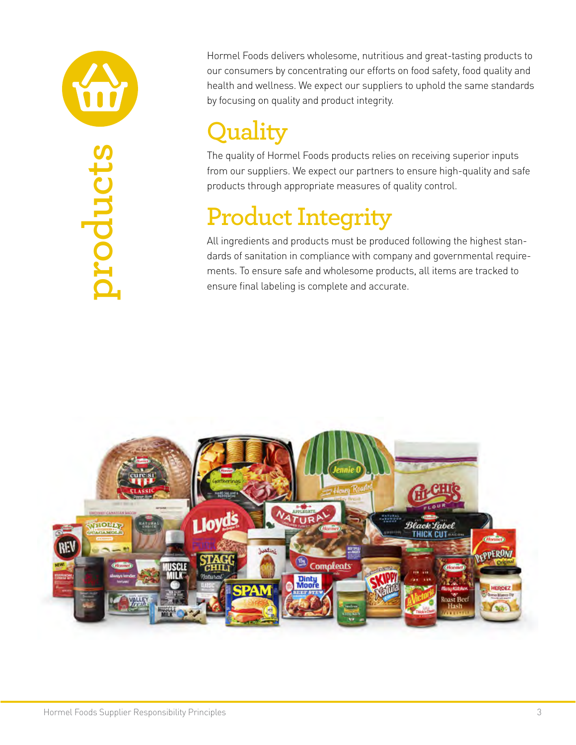# products

Hormel Foods delivers wholesome, nutritious and great-tasting products to our consumers by concentrating our efforts on food safety, food quality and health and wellness. We expect our suppliers to uphold the same standards by focusing on quality and product integrity.

## Quality

The quality of Hormel Foods products relies on receiving superior inputs from our suppliers. We expect our partners to ensure high-quality and safe products through appropriate measures of quality control.

## Product Integrity

All ingredients and products must be produced following the highest standards of sanitation in compliance with company and governmental requirements. To ensure safe and wholesome products, all items are tracked to ensure final labeling is complete and accurate.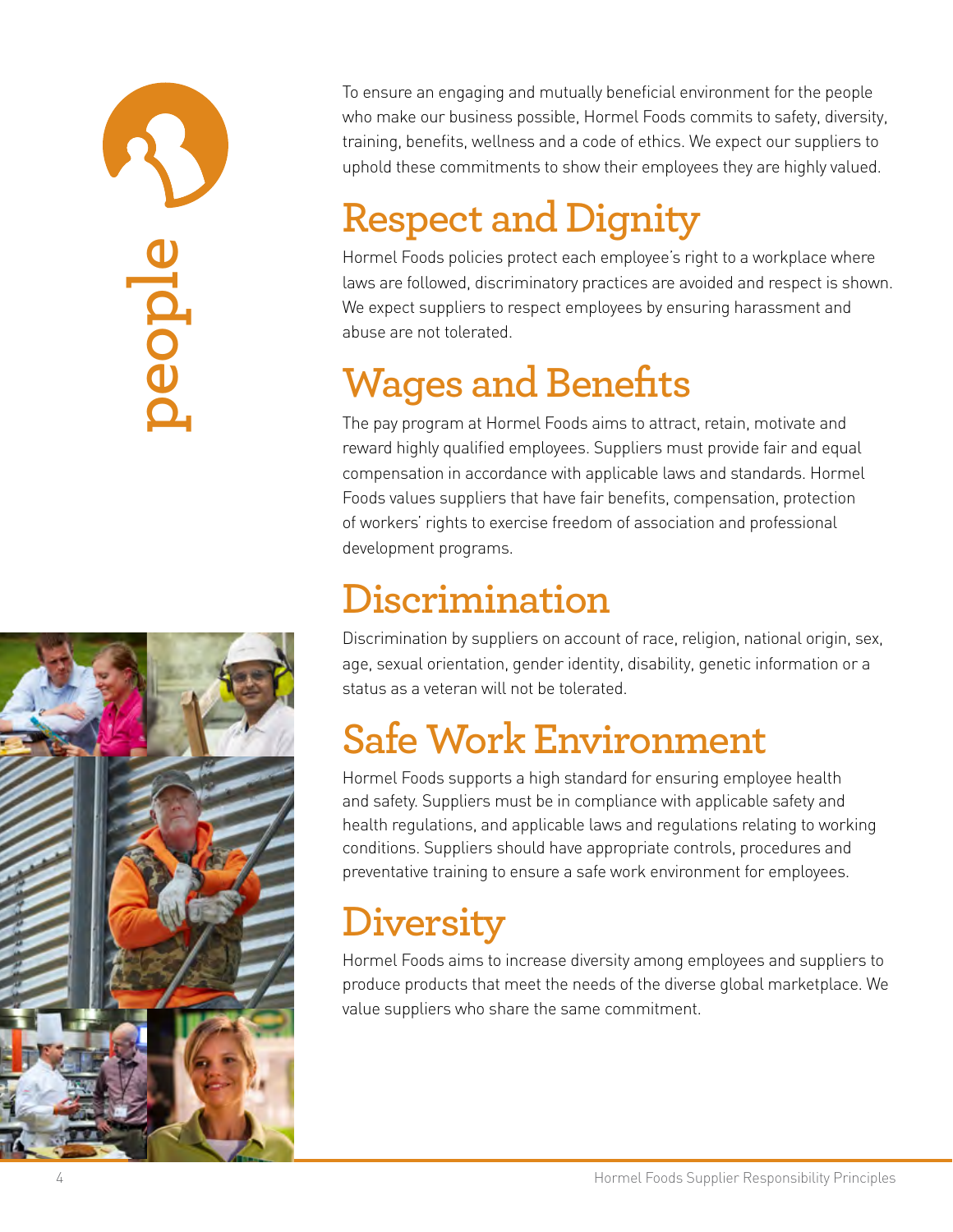# people

To ensure an engaging and mutually beneficial environment for the people who make our business possible, Hormel Foods commits to safety, diversity, training, benefits, wellness and a code of ethics. We expect our suppliers to uphold these commitments to show their employees they are highly valued.

## Respect and Dignity

Hormel Foods policies protect each employee's right to a workplace where laws are followed, discriminatory practices are avoided and respect is shown. We expect suppliers to respect employees by ensuring harassment and abuse are not tolerated.

## Wages and Benefits

The pay program at Hormel Foods aims to attract, retain, motivate and reward highly qualified employees. Suppliers must provide fair and equal compensation in accordance with applicable laws and standards. Hormel Foods values suppliers that have fair benefits, compensation, protection of workers' rights to exercise freedom of association and professional development programs.

## Discrimination

Discrimination by suppliers on account of race, religion, national origin, sex, age, sexual orientation, gender identity, disability, genetic information or a status as a veteran will not be tolerated.

## Safe Work Environment

Hormel Foods supports a high standard for ensuring employee health and safety. Suppliers must be in compliance with applicable safety and health regulations, and applicable laws and regulations relating to working conditions. Suppliers should have appropriate controls, procedures and preventative training to ensure a safe work environment for employees.

## Diversity

Hormel Foods aims to increase diversity among employees and suppliers to produce products that meet the needs of the diverse global marketplace. We value suppliers who share the same commitment.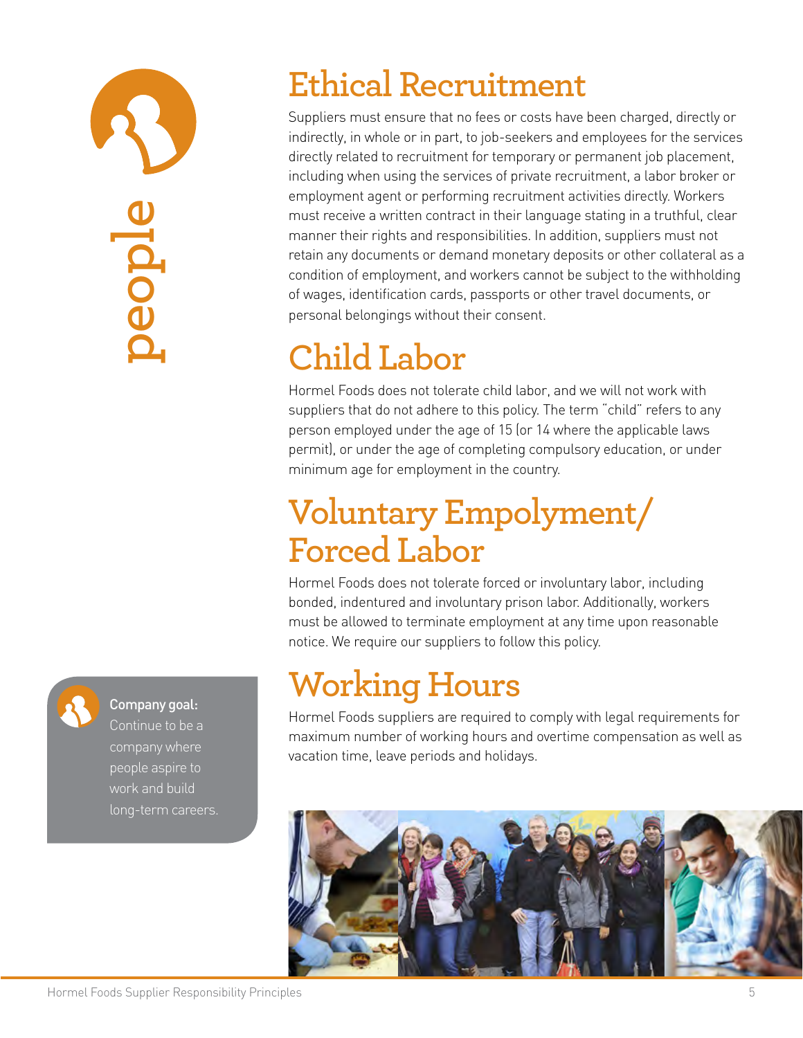people

# Ethical Recruitment

Suppliers must ensure that no fees or costs have been charged, directly or indirectly, in whole or in part, to job-seekers and employees for the services directly related to recruitment for temporary or permanent job placement, including when using the services of private recruitment, a labor broker or employment agent or performing recruitment activities directly. Workers must receive a written contract in their language stating in a truthful, clear manner their rights and responsibilities. In addition, suppliers must not retain any documents or demand monetary deposits or other collateral as a condition of employment, and workers cannot be subject to the withholding of wages, identification cards, passports or other travel documents, or personal belongings without their consent.

# Child Labor

Hormel Foods does not tolerate child labor, and we will not work with suppliers that do not adhere to this policy. The term "child" refers to any person employed under the age of 15 (or 14 where the applicable laws permit), or under the age of completing compulsory education, or under minimum age for employment in the country.

# Voluntary Empolyment/ Forced Labor

Hormel Foods does not tolerate forced or involuntary labor, including bonded, indentured and involuntary prison labor. Additionally, workers must be allowed to terminate employment at any time upon reasonable notice. We require our suppliers to follow this policy.

# Working Hours

Hormel Foods suppliers are required to comply with legal requirements for maximum number of working hours and overtime compensation as well as vacation time, leave periods and holidays.

**Company goal:** Continue to be a company where people aspire to work and build long-term careers.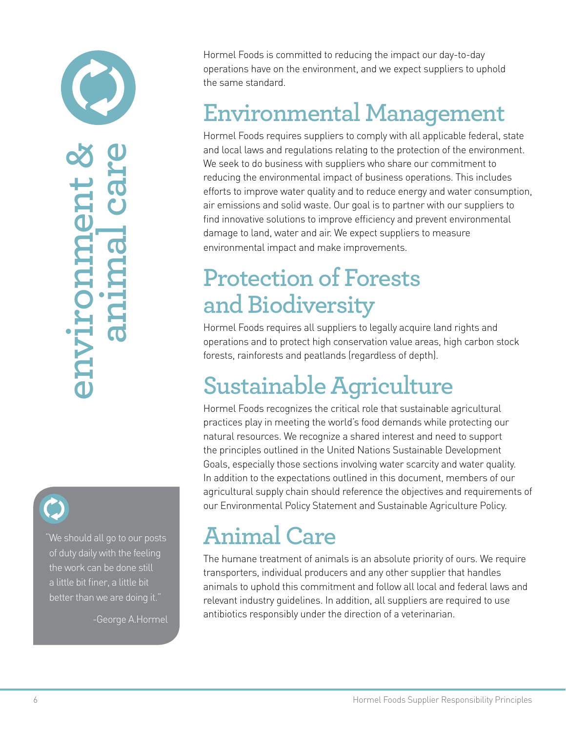# environment & animal care

Hormel Foods is committed to reducing the impact our day-to-day operations have on the environment, and we expect suppliers to uphold the same standard.

## Environmental Management

Hormel Foods requires suppliers to comply with all applicable federal, state and local laws and regulations relating to the protection of the environment. We seek to do business with suppliers who share our commitment to reducing the environmental impact of business operations. This includes efforts to improve water quality and to reduce energy and water consumption, air emissions and solid waste. Our goal is to partner with our suppliers to find innovative solutions to improve efficiency and prevent environmental damage to land, water and air. We expect suppliers to measure environmental impact and make improvements.

## Protection of Forests and Biodiversity

Hormel Foods requires all suppliers to legally acquire land rights and operations and to protect high conservation value areas, high carbon stock forests, rainforests and peatlands (regardless of depth).

## Sustainable Agriculture

Hormel Foods recognizes the critical role that sustainable agricultural practices play in meeting the world's food demands while protecting our natural resources. We recognize a shared interest and need to support the principles outlined in the United Nations Sustainable Development Goals, especially those sections involving water scarcity and water quality. In addition to the expectations outlined in this document, members of our agricultural supply chain should reference the objectives and requirements of our Environmental Policy Statement and Sustainable Agriculture Policy.

## Animal Care

The humane treatment of animals is an absolute priority of ours. We require transporters, individual producers and any other supplier that handles animals to uphold this commitment and follow all local and federal laws and relevant industry guidelines. In addition, all suppliers are required to use antibiotics responsibly under the direction of a veterinarian.

"We should all go to our posts of duty daily with the feeling the work can be done still a little bit finer, a little bit better than we are doing it."

-George A.Hormel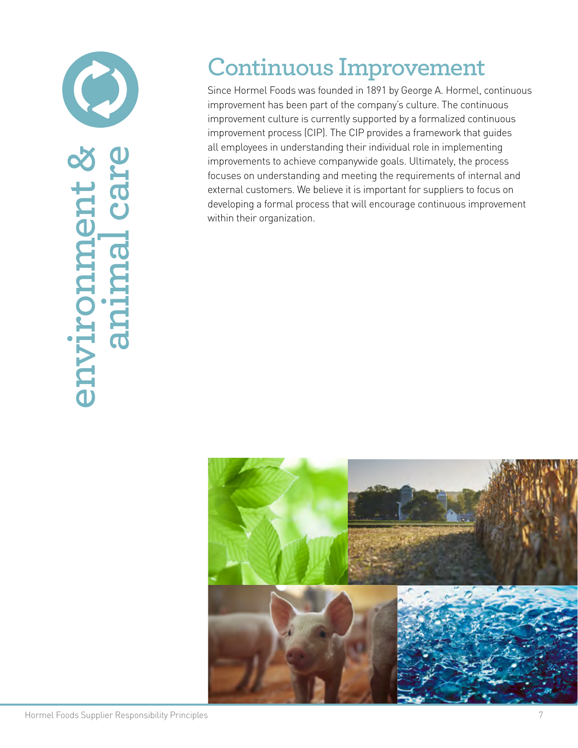environment & animal care

# Continuous Improvement

Since Hormel Foods was founded in 1891 by George A. Hormel, continuous improvement has been part of the company's culture. The continuous improvement culture is currently supported by a formalized continuous improvement process (CIP). The CIP provides a framework that guides all employees in understanding their individual role in implementing improvements to achieve companywide goals. Ultimately, the process focuses on understanding and meeting the requirements of internal and external customers. We believe it is important for suppliers to focus on developing a formal process that will encourage continuous improvement within their organization.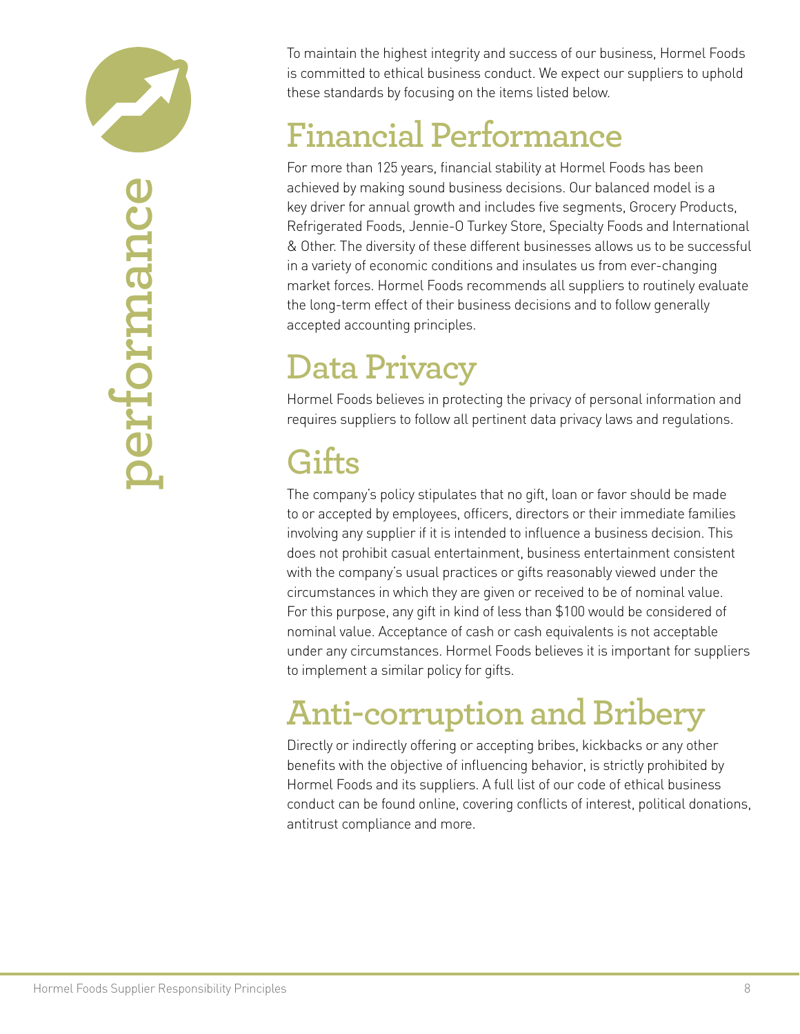performance

To maintain the highest integrity and success of our business, Hormel Foods is committed to ethical business conduct. We expect our suppliers to uphold these standards by focusing on the items listed below.

## Financial Performance

For more than 125 years, financial stability at Hormel Foods has been achieved by making sound business decisions. Our balanced model is a key driver for annual growth and includes five segments, Grocery Products, Refrigerated Foods, Jennie-O Turkey Store, Specialty Foods and International & Other. The diversity of these different businesses allows us to be successful in a variety of economic conditions and insulates us from ever-changing market forces. Hormel Foods recommends all suppliers to routinely evaluate the long-term effect of their business decisions and to follow generally accepted accounting principles.

## Data Privacy

Hormel Foods believes in protecting the privacy of personal information and requires suppliers to follow all pertinent data privacy laws and regulations.

## Gifts

The company's policy stipulates that no gift, loan or favor should be made to or accepted by employees, officers, directors or their immediate families involving any supplier if it is intended to influence a business decision. This does not prohibit casual entertainment, business entertainment consistent with the company's usual practices or gifts reasonably viewed under the circumstances in which they are given or received to be of nominal value. For this purpose, any gift in kind of less than $100 would be considered of nominal value. Acceptance of cash or cash equivalents is not acceptable under any circumstances. Hormel Foods believes it is important for suppliers to implement a similar policy for gifts.

## Anti-corruption and Bribery

Directly or indirectly offering or accepting bribes, kickbacks or any other benefits with the objective of influencing behavior, is strictly prohibited by Hormel Foods and its suppliers. A full list of our code of ethical business conduct can be found online, covering conflicts of interest, political donations, antitrust compliance and more.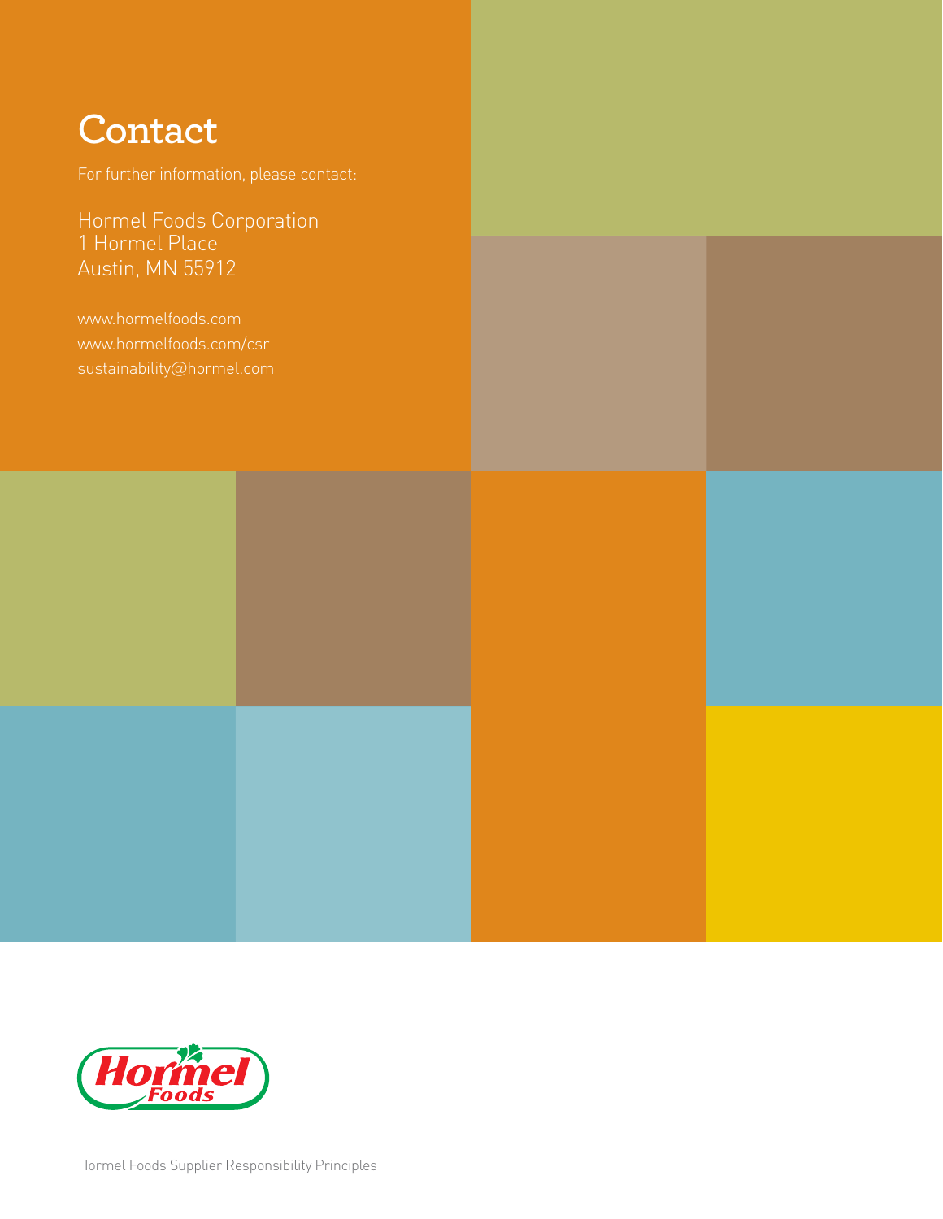# Contact

For further information, please contact:

Hormel Foods Corporation
1 Hormel Place
Austin, MN 55912

www.hormelfoods.com
www.hormelfoods.com/csr
sustainability@hormel.com

Hormel Foods